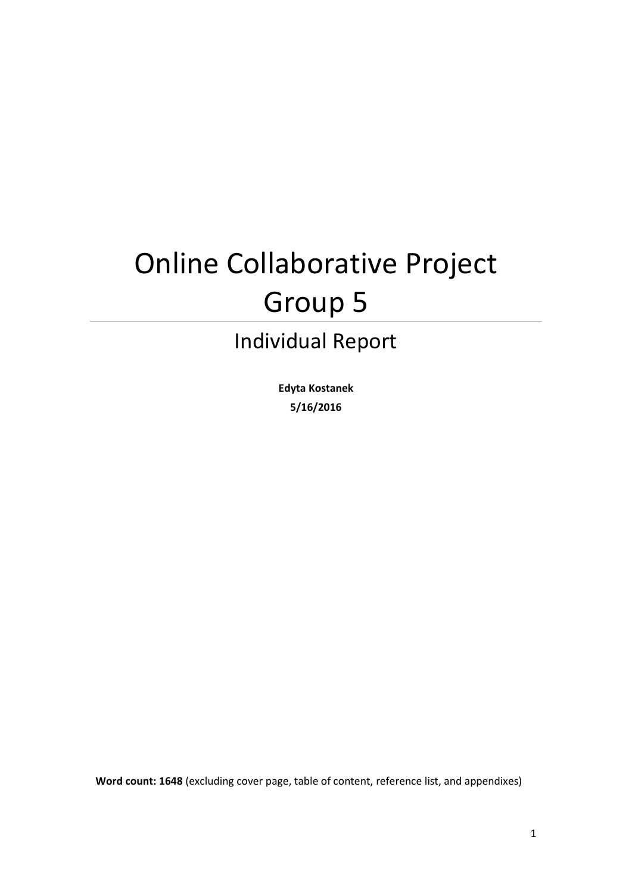# Online Collaborative Project Group 5

## Individual Report

**Edyta Kostanek**

**5/16/2016**

**Word count: 1648** (excluding cover page, table of content, reference list, and appendixes)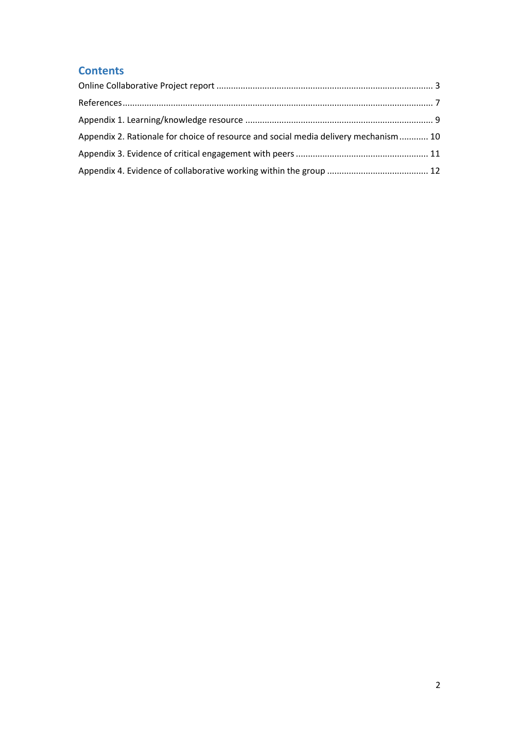## Contents

Online Collaborative Project report ........................................................................................ 3

References............................................................................................................................... 7

Appendix 1. Learning/knowledge resource ............................................................................ 9

Appendix 2. Rationale for choice of resource and social media delivery mechanism............ 10

Appendix 3. Evidence of critical engagement with peers ...................................................... 11

Appendix 4. Evidence of collaborative working within the group .......................................... 12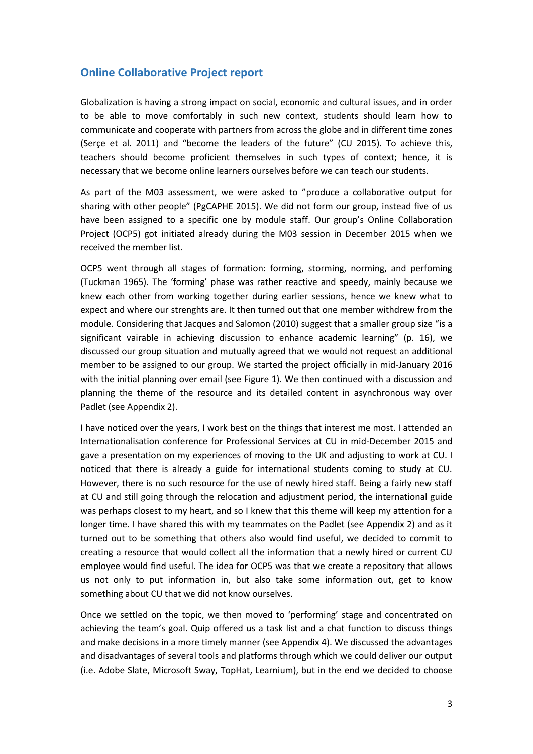## Online Collaborative Project report

Globalization is having a strong impact on social, economic and cultural issues, and in order to be able to move comfortably in such new context, students should learn how to communicate and cooperate with partners from across the globe and in different time zones (Serçe et al. 2011) and "become the leaders of the future" (CU 2015). To achieve this, teachers should become proficient themselves in such types of context; hence, it is necessary that we become online learners ourselves before we can teach our students.

As part of the M03 assessment, we were asked to "produce a collaborative output for sharing with other people" (PgCAPHE 2015). We did not form our group, instead five of us have been assigned to a specific one by module staff. Our group's Online Collaboration Project (OCP5) got initiated already during the M03 session in December 2015 when we received the member list.

OCP5 went through all stages of formation: forming, storming, norming, and perfoming (Tuckman 1965). The 'forming' phase was rather reactive and speedy, mainly because we knew each other from working together during earlier sessions, hence we knew what to expect and where our strenghts are. It then turned out that one member withdrew from the module. Considering that Jacques and Salomon (2010) suggest that a smaller group size "is a significant vairable in achieving discussion to enhance academic learning" (p. 16), we discussed our group situation and mutually agreed that we would not request an additional member to be assigned to our group. We started the project officially in mid-January 2016 with the initial planning over email (see Figure 1). We then continued with a discussion and planning the theme of the resource and its detailed content in asynchronous way over Padlet (see Appendix 2).

I have noticed over the years, I work best on the things that interest me most. I attended an Internationalisation conference for Professional Services at CU in mid-December 2015 and gave a presentation on my experiences of moving to the UK and adjusting to work at CU. I noticed that there is already a guide for international students coming to study at CU. However, there is no such resource for the use of newly hired staff. Being a fairly new staff at CU and still going through the relocation and adjustment period, the international guide was perhaps closest to my heart, and so I knew that this theme will keep my attention for a longer time. I have shared this with my teammates on the Padlet (see Appendix 2) and as it turned out to be something that others also would find useful, we decided to commit to creating a resource that would collect all the information that a newly hired or current CU employee would find useful. The idea for OCP5 was that we create a repository that allows us not only to put information in, but also take some information out, get to know something about CU that we did not know ourselves.

Once we settled on the topic, we then moved to 'performing' stage and concentrated on achieving the team's goal. Quip offered us a task list and a chat function to discuss things and make decisions in a more timely manner (see Appendix 4). We discussed the advantages and disadvantages of several tools and platforms through which we could deliver our output (i.e. Adobe Slate, Microsoft Sway, TopHat, Learnium), but in the end we decided to choose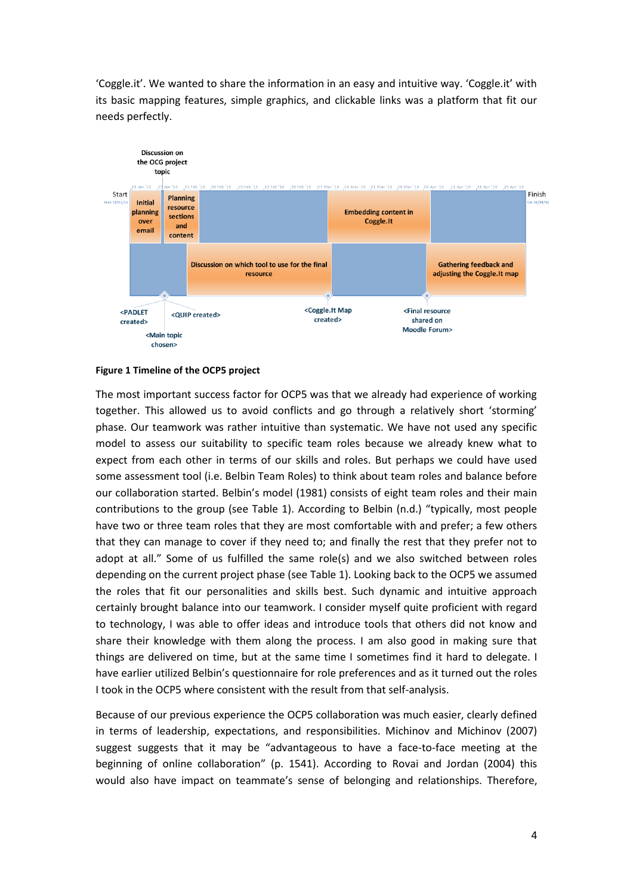'Coggle.it'. We wanted to share the information in an easy and intuitive way. 'Coggle.it' with its basic mapping features, simple graphics, and clickable links was a platform that fit our needs perfectly.

**Figure 1 Timeline of the OCP5 project**

The most important success factor for OCP5 was that we already had experience of working together. This allowed us to avoid conflicts and go through a relatively short 'storming' phase. Our teamwork was rather intuitive than systematic. We have not used any specific model to assess our suitability to specific team roles because we already knew what to expect from each other in terms of our skills and roles. But perhaps we could have used some assessment tool (i.e. Belbin Team Roles) to think about team roles and balance before our collaboration started. Belbin's model (1981) consists of eight team roles and their main contributions to the group (see Table 1). According to Belbin (n.d.) "typically, most people have two or three team roles that they are most comfortable with and prefer; a few others that they can manage to cover if they need to; and finally the rest that they prefer not to adopt at all." Some of us fulfilled the same role(s) and we also switched between roles depending on the current project phase (see Table 1). Looking back to the OCP5 we assumed the roles that fit our personalities and skills best. Such dynamic and intuitive approach certainly brought balance into our teamwork. I consider myself quite proficient with regard to technology, I was able to offer ideas and introduce tools that others did not know and share their knowledge with them along the process. I am also good in making sure that things are delivered on time, but at the same time I sometimes find it hard to delegate. I have earlier utilized Belbin's questionnaire for role preferences and as it turned out the roles I took in the OCP5 where consistent with the result from that self-analysis.

Because of our previous experience the OCP5 collaboration was much easier, clearly defined in terms of leadership, expectations, and responsibilities. Michinov and Michinov (2007) suggest suggests that it may be "advantageous to have a face-to-face meeting at the beginning of online collaboration" (p. 1541). According to Rovai and Jordan (2004) this would also have impact on teammate's sense of belonging and relationships. Therefore,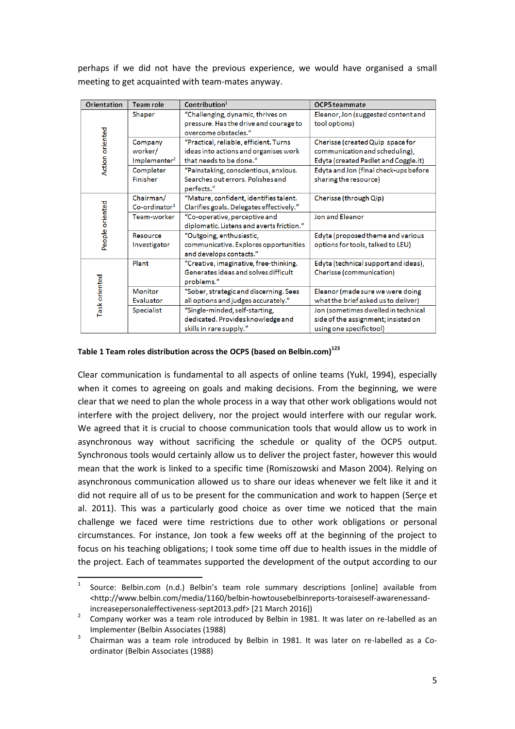perhaps if we did not have the previous experience, we would have organised a small meeting to get acquainted with team-mates anyway.

| Orientation | Team role | Contribution[1] | OCP5 teammate |
|---|---|---|---|
| Action oriented | Shaper | "Challenging, dynamic, thrives on pressure. Has the drive and courage to overcome obstacles." | Eleanor, Jon (suggested content and tool options) |
| | Company worker/ Implementer[2] | "Practical, reliable, efficient. Turns ideas into actions and organises work that needs to be done." | Cherisse (created Quip space for communication and scheduling), Edyta (created Padlet and Coggle.it) |
| | Completer Finisher | "Painstaking, conscientious, anxious. Searches out errors. Polishes and perfects." | Edyta and Jon (final check-ups before sharing the resource) |
| People oriented | Chairman/ Co-ordinator[3] | "Mature, confident, identifies talent. Clarifies goals. Delegates effectively." | Cherisse (through Qip) |
| | Team-worker | "Co-operative, perceptive and diplomatic. Listens and averts friction." | Jon and Eleanor |
| | Resource Investigator | "Outgoing, enthusiastic, communicative. Explores opportunities and develops contacts." | Edyta (proposed theme and various options for tools, talked to LEU) |
| Task oriented | Plant | "Creative, imaginative, free-thinking. Generates ideas and solves difficult problems." | Edyta (technical support and ideas), Cherisse (communication) |
| | Monitor Evaluator | "Sober, strategic and discerning. Sees all options and judges accurately." | Eleanor (made sure we were doing what the brief asked us to deliver) |
| | Specialist | "Single-minded, self-starting, dedicated. Provides knowledge and skills in rare supply." | Jon (sometimes dwelled in technical side of the assignment; insisted on using one specific tool) |

**Table 1 Team roles distribution across the OCP5 (based on Belbin.com)[123]**

Clear communication is fundamental to all aspects of online teams (Yukl, 1994), especially when it comes to agreeing on goals and making decisions. From the beginning, we were clear that we need to plan the whole process in a way that other work obligations would not interfere with the project delivery, nor the project would interfere with our regular work. We agreed that it is crucial to choose communication tools that would allow us to work in asynchronous way without sacrificing the schedule or quality of the OCP5 output. Synchronous tools would certainly allow us to deliver the project faster, however this would mean that the work is linked to a specific time (Romiszowski and Mason 2004). Relying on asynchronous communication allowed us to share our ideas whenever we felt like it and it did not require all of us to be present for the communication and work to happen (Serçe et al. 2011). This was a particularly good choice as over time we noticed that the main challenge we faced were time restrictions due to other work obligations or personal circumstances. For instance, Jon took a few weeks off at the beginning of the project to focus on his teaching obligations; I took some time off due to health issues in the middle of the project. Each of teammates supported the development of the output according to our

---

[1] Source: Belbin.com (n.d.) Belbin's team role summary descriptions [online] available from <http://www.belbin.com/media/1160/belbin-howtousebelbinreports-toraiseself-awarenessand-increasepersonaleffectiveness-sept2013.pdf> [21 March 2016])

[2] Company worker was a team role introduced by Belbin in 1981. It was later on re-labelled as an Implementer (Belbin Associates (1988)

[3] Chairman was a team role introduced by Belbin in 1981. It was later on re-labelled as a Co-ordinator (Belbin Associates (1988)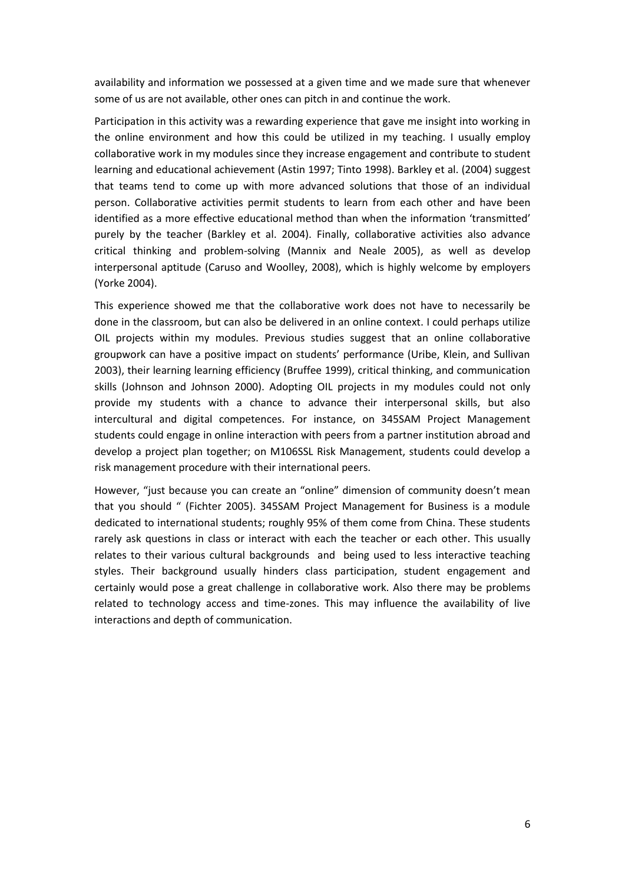availability and information we possessed at a given time and we made sure that whenever some of us are not available, other ones can pitch in and continue the work.

Participation in this activity was a rewarding experience that gave me insight into working in the online environment and how this could be utilized in my teaching. I usually employ collaborative work in my modules since they increase engagement and contribute to student learning and educational achievement (Astin 1997; Tinto 1998). Barkley et al. (2004) suggest that teams tend to come up with more advanced solutions that those of an individual person. Collaborative activities permit students to learn from each other and have been identified as a more effective educational method than when the information 'transmitted' purely by the teacher (Barkley et al. 2004). Finally, collaborative activities also advance critical thinking and problem-solving (Mannix and Neale 2005), as well as develop interpersonal aptitude (Caruso and Woolley, 2008), which is highly welcome by employers (Yorke 2004).

This experience showed me that the collaborative work does not have to necessarily be done in the classroom, but can also be delivered in an online context. I could perhaps utilize OIL projects within my modules. Previous studies suggest that an online collaborative groupwork can have a positive impact on students' performance (Uribe, Klein, and Sullivan 2003), their learning learning efficiency (Bruffee 1999), critical thinking, and communication skills (Johnson and Johnson 2000). Adopting OIL projects in my modules could not only provide my students with a chance to advance their interpersonal skills, but also intercultural and digital competences. For instance, on 345SAM Project Management students could engage in online interaction with peers from a partner institution abroad and develop a project plan together; on M106SSL Risk Management, students could develop a risk management procedure with their international peers.

However, "just because you can create an "online" dimension of community doesn't mean that you should " (Fichter 2005). 345SAM Project Management for Business is a module dedicated to international students; roughly 95% of them come from China. These students rarely ask questions in class or interact with each the teacher or each other. This usually relates to their various cultural backgrounds and being used to less interactive teaching styles. Their background usually hinders class participation, student engagement and certainly would pose a great challenge in collaborative work. Also there may be problems related to technology access and time-zones. This may influence the availability of live interactions and depth of communication.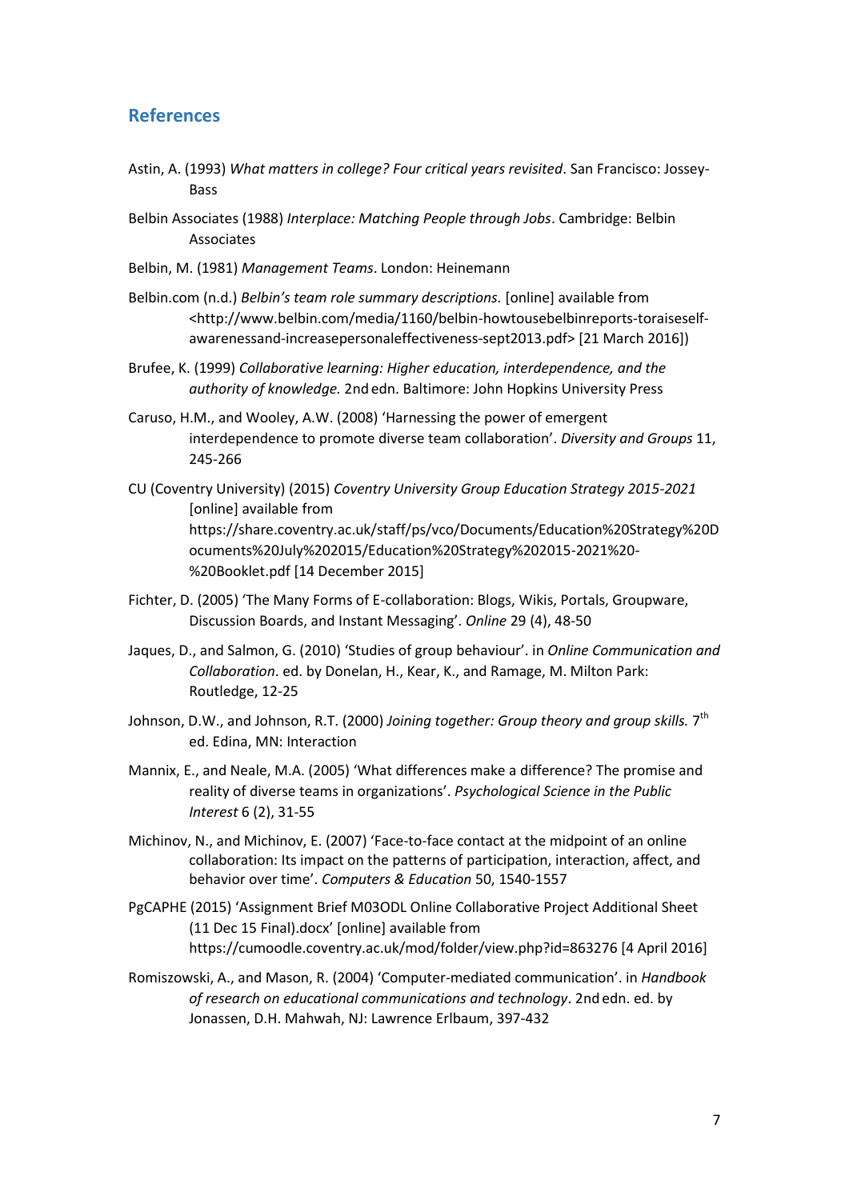## References

Astin, A. (1993) *What matters in college? Four critical years revisited*. San Francisco: Jossey-Bass

Belbin Associates (1988) *Interplace: Matching People through Jobs*. Cambridge: Belbin Associates

Belbin, M. (1981) *Management Teams*. London: Heinemann

Belbin.com (n.d.) *Belbin's team role summary descriptions.* [online] available from <http://www.belbin.com/media/1160/belbin-howtousebelbinreports-toraiseself-awarenessand-increasepersonaleffectiveness-sept2013.pdf> [21 March 2016])

Brufee, K. (1999) *Collaborative learning: Higher education, interdependence, and the authority of knowledge.* 2nd edn. Baltimore: John Hopkins University Press

Caruso, H.M., and Wooley, A.W. (2008) 'Harnessing the power of emergent interdependence to promote diverse team collaboration'. *Diversity and Groups* 11, 245-266

CU (Coventry University) (2015) *Coventry University Group Education Strategy 2015-2021* [online] available from https://share.coventry.ac.uk/staff/ps/vco/Documents/Education%20Strategy%20Documents%20July%202015/Education%20Strategy%202015-2021%20-%20Booklet.pdf [14 December 2015]

Fichter, D. (2005) 'The Many Forms of E-collaboration: Blogs, Wikis, Portals, Groupware, Discussion Boards, and Instant Messaging'. *Online* 29 (4), 48-50

Jaques, D., and Salmon, G. (2010) 'Studies of group behaviour'. in *Online Communication and Collaboration*. ed. by Donelan, H., Kear, K., and Ramage, M. Milton Park: Routledge, 12-25

Johnson, D.W., and Johnson, R.T. (2000) *Joining together: Group theory and group skills.* 7th ed. Edina, MN: Interaction

Mannix, E., and Neale, M.A. (2005) 'What differences make a difference? The promise and reality of diverse teams in organizations'. *Psychological Science in the Public Interest* 6 (2), 31-55

Michinov, N., and Michinov, E. (2007) 'Face-to-face contact at the midpoint of an online collaboration: Its impact on the patterns of participation, interaction, affect, and behavior over time'. *Computers & Education* 50, 1540-1557

PgCAPHE (2015) 'Assignment Brief M03ODL Online Collaborative Project Additional Sheet (11 Dec 15 Final).docx' [online] available from https://cumoodle.coventry.ac.uk/mod/folder/view.php?id=863276 [4 April 2016]

Romiszowski, A., and Mason, R. (2004) 'Computer-mediated communication'. in *Handbook of research on educational communications and technology*. 2nd edn. ed. by Jonassen, D.H. Mahwah, NJ: Lawrence Erlbaum, 397-432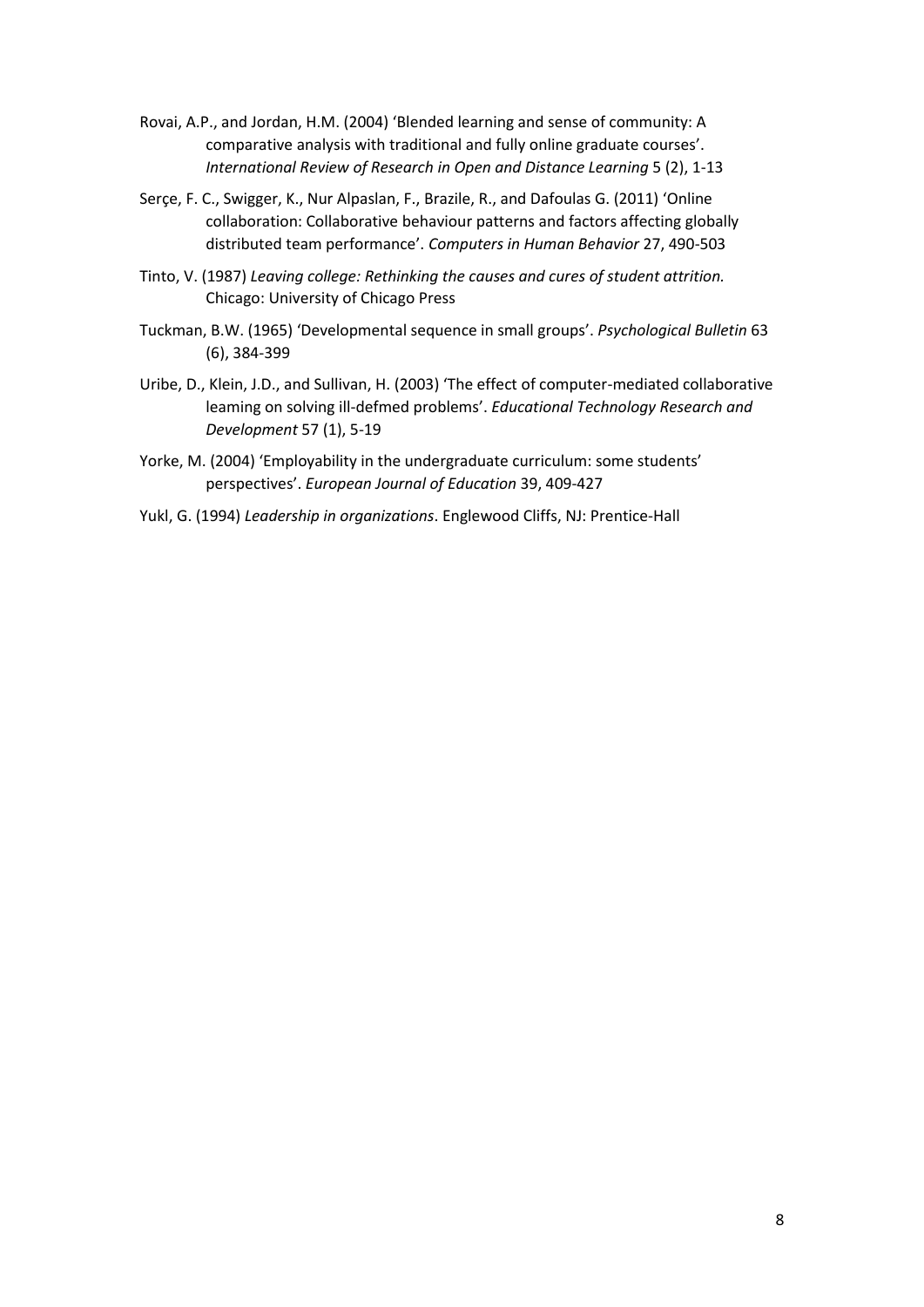Rovai, A.P., and Jordan, H.M. (2004) 'Blended learning and sense of community: A comparative analysis with traditional and fully online graduate courses'. *International Review of Research in Open and Distance Learning* 5 (2), 1-13

Serçe, F. C., Swigger, K., Nur Alpaslan, F., Brazile, R., and Dafoulas G. (2011) 'Online collaboration: Collaborative behaviour patterns and factors affecting globally distributed team performance'. *Computers in Human Behavior* 27, 490-503

Tinto, V. (1987) *Leaving college: Rethinking the causes and cures of student attrition.* Chicago: University of Chicago Press

Tuckman, B.W. (1965) 'Developmental sequence in small groups'. *Psychological Bulletin* 63 (6), 384-399

Uribe, D., Klein, J.D., and Sullivan, H. (2003) 'The effect of computer-mediated collaborative leaming on solving ill-defmed problems'. *Educational Technology Research and Development* 57 (1), 5-19

Yorke, M. (2004) 'Employability in the undergraduate curriculum: some students' perspectives'. *European Journal of Education* 39, 409-427

Yukl, G. (1994) *Leadership in organizations*. Englewood Cliffs, NJ: Prentice-Hall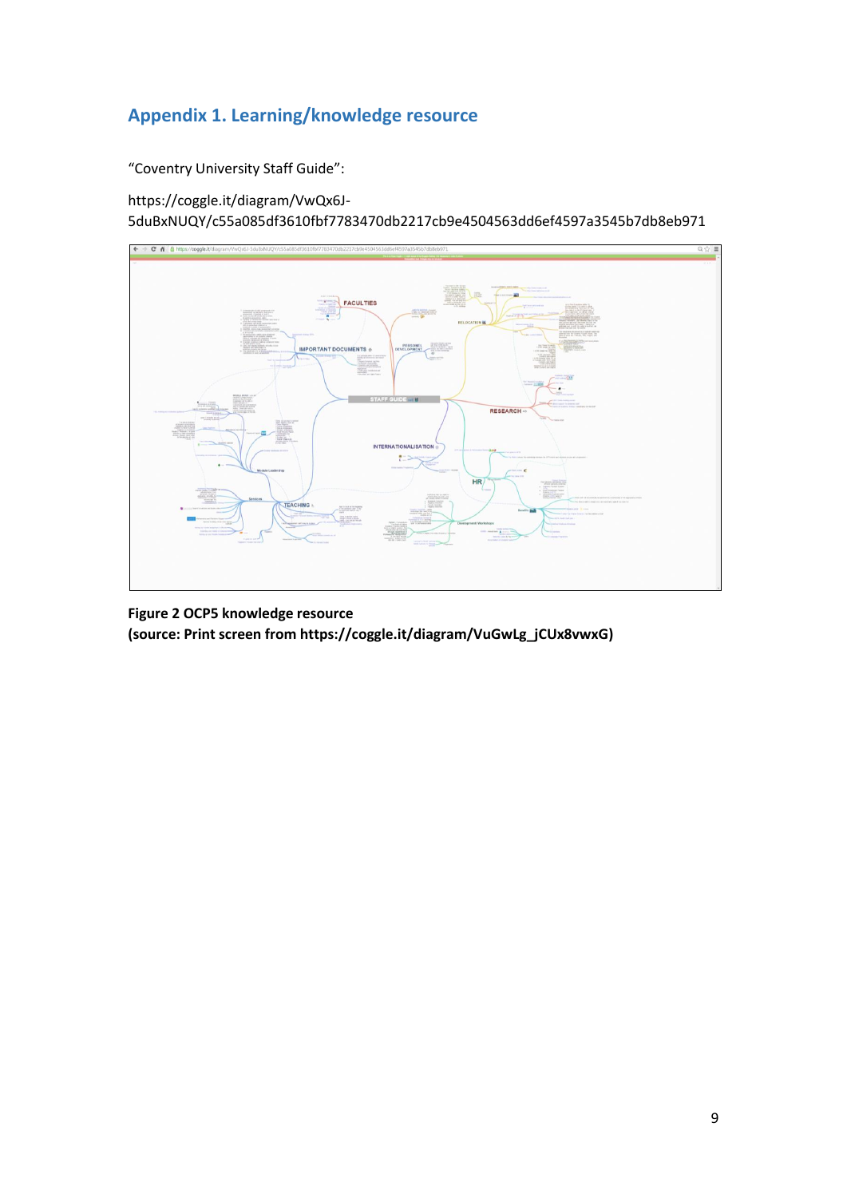## Appendix 1. Learning/knowledge resource

"Coventry University Staff Guide":

https://coggle.it/diagram/VwQx6J-5duBxNUQY/c55a085df3610fbf7783470db2217cb9e4504563dd6ef4597a3545b7db8eb971

**Figure 2 OCP5 knowledge resource**
**(source: Print screen from https://coggle.it/diagram/VuGwLg_jCUx8vwxG)**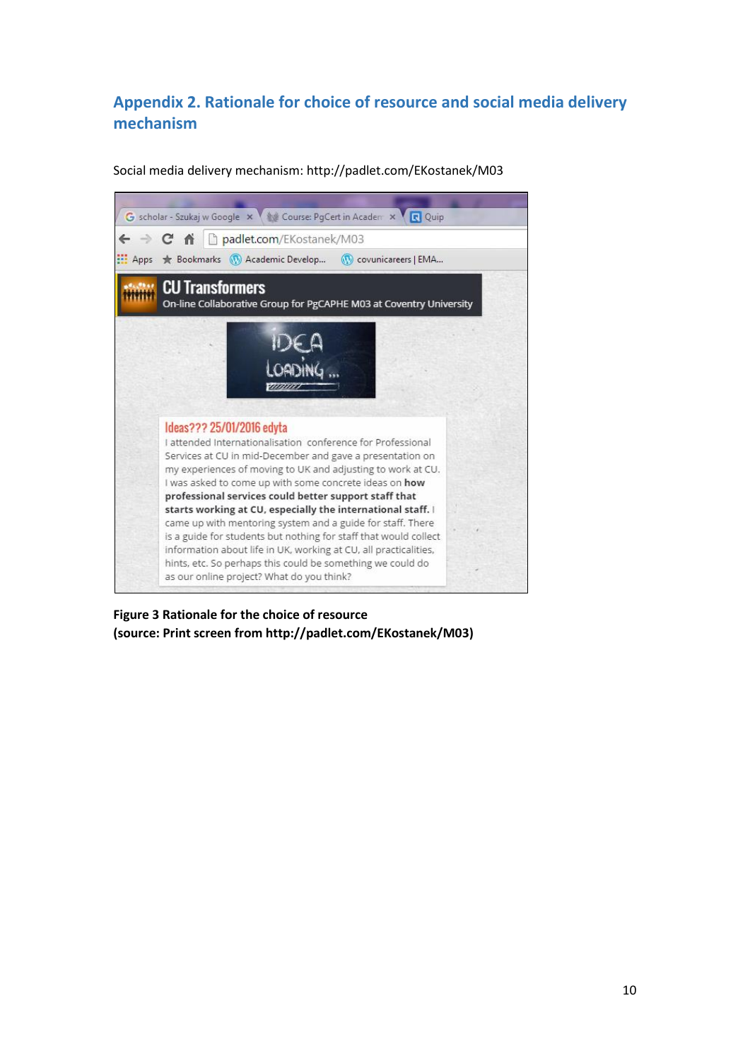## Appendix 2. Rationale for choice of resource and social media delivery mechanism

Social media delivery mechanism: http://padlet.com/EKostanek/M03

**CU Transformers**

On-line Collaborative Group for PgCAPHE M03 at Coventry University

IDEA LOADING ...

**Ideas??? 25/01/2016 edyta**

I attended Internationalisation conference for Professional Services at CU in mid-December and gave a presentation on my experiences of moving to UK and adjusting to work at CU. I was asked to come up with some concrete ideas on **how professional services could better support staff that starts working at CU, especially the international staff.** I came up with mentoring system and a guide for staff. There is a guide for students but nothing for staff that would collect information about life in UK, working at CU, all practicalities, hints, etc. So perhaps this could be something we could do as our online project? What do you think?

**Figure 3 Rationale for the choice of resource**
**(source: Print screen from http://padlet.com/EKostanek/M03)**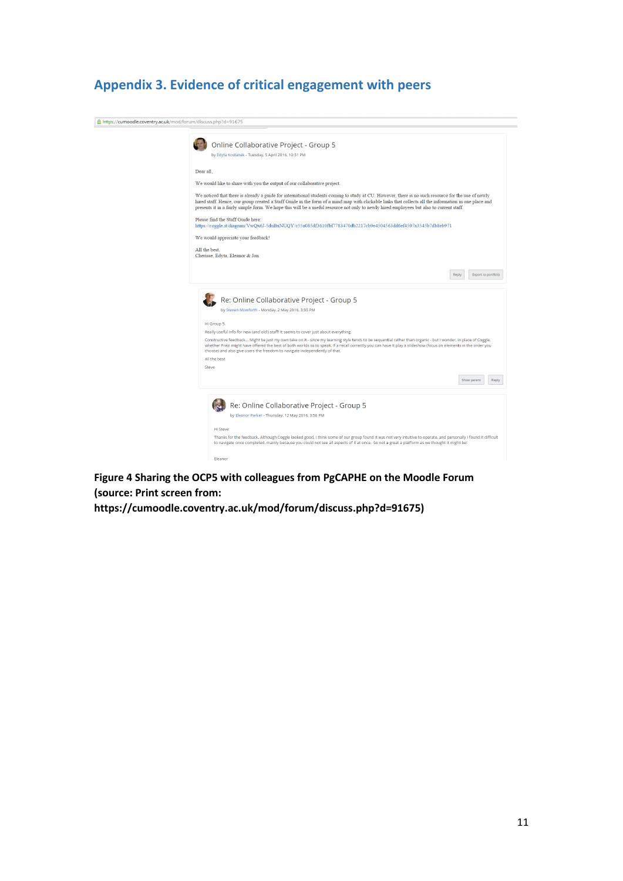## Appendix 3. Evidence of critical engagement with peers

https://cumoodle.coventry.ac.uk/mod/forum/discuss.php?d=91675

**Online Collaborative Project - Group 5**

by Edyta Kostanek - Tuesday, 5 April 2016, 10:51 PM

Dear all,

We would like to share with you the output of our collaborative project.

We noticed that there is already a guide for international students coming to study at CU. However, there is no such resource for the use of newly hired staff. Hence, our group created a Staff Guide in the form of a mind map with clickable links that collects all the information in one place and presents it in a fairly simple form. We hope this will be a useful resource not only to newly hired employees but also to current staff.

Please find the Staff Guide here:
https://coggle.it/diagram/VwQx6J-5duBxNUQY/c55a085df3610fbf7783470db2217cb9e4504563dd6ef4597a3545b7db8eb971

We would appreciate your feedback!

All the best,
Cherisse, Edyta, Eleanor & Jon

Reply | Export to portfolio

**Re: Online Collaborative Project - Group 5**

by Steven Mowforth - Monday, 2 May 2016, 3:35 PM

Hi Group 5,

Really useful info for new (and old!) staff! It seems to cover just about everything.

Constructive feedback... Might be just my own take on it - since my learning style tends to be sequential rather than organic - but I wonder, in place of Coggle, whether Prezi might have offered the best of both worlds so to speak. If a recall correctly you can have it play a slideshow (focus on elements in the order you choose) and also give users the freedom to navigate independently of that.

All the best

Steve

Show parent | Reply

**Re: Online Collaborative Project - Group 5**

by Eleanor Parker - Thursday, 12 May 2016, 3:56 PM

Hi Steve

Thanks for the feedback. Although Coggle looked good, I think some of our group found it was not very intuitive to operate, and personally I found it difficult to navigate once completed, mainly because you could not see all aspects of it at once. So not a great a platform as we thought it might be!

Eleanor

**Figure 4 Sharing the OCP5 with colleagues from PgCAPHE on the Moodle Forum (source: Print screen from: https://cumoodle.coventry.ac.uk/mod/forum/discuss.php?d=91675)**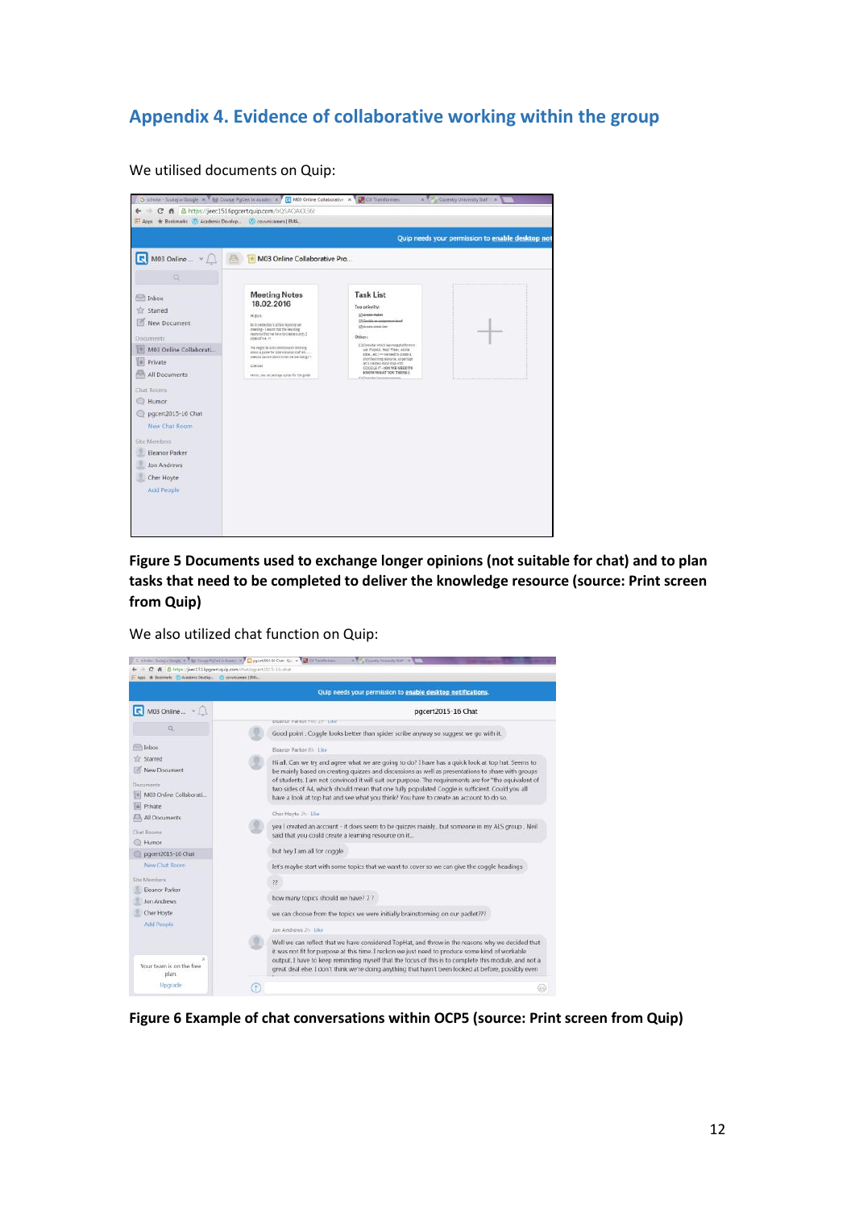## Appendix 4. Evidence of collaborative working within the group

We utilised documents on Quip:

**Figure 5 Documents used to exchange longer opinions (not suitable for chat) and to plan tasks that need to be completed to deliver the knowledge resource (source: Print screen from Quip)**

We also utilized chat function on Quip:

**Figure 6 Example of chat conversations within OCP5 (source: Print screen from Quip)**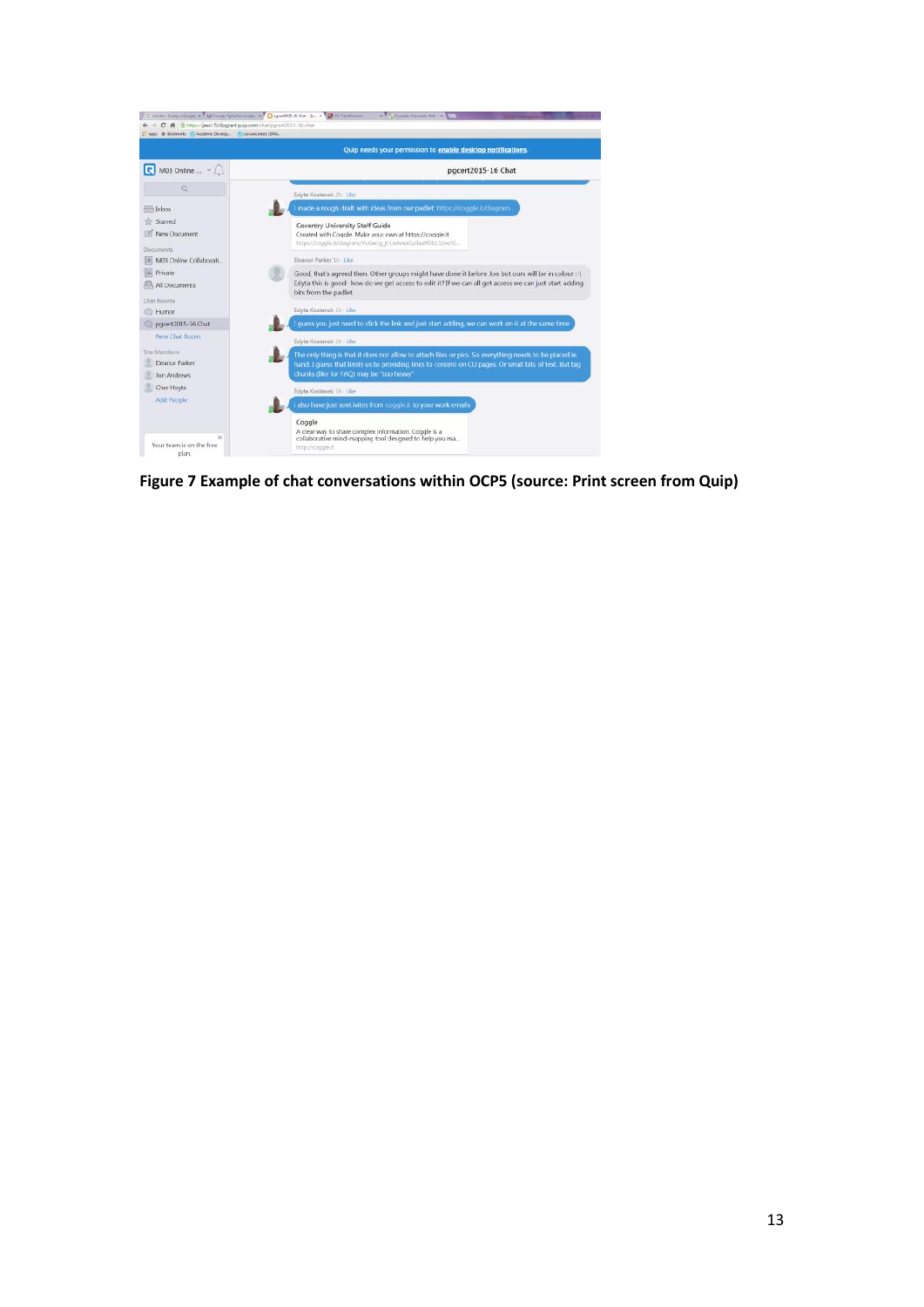Figure 7 Example of chat conversations within OCP5 (source: Print screen from Quip)